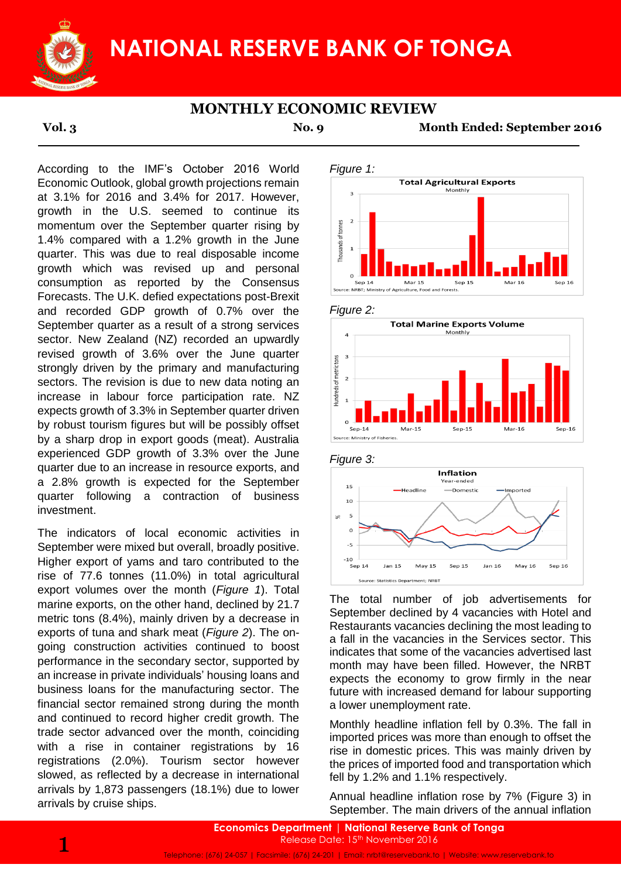# NATIONAL RESERVE BANK OF TONGA

## MONTHLY ECONOMIC REVIEW

**Vol. 3** **No. 9** **Month Ended: September 2016**

According to the IMF's October 2016 World Economic Outlook, global growth projections remain at 3.1% for 2016 and 3.4% for 2017. However, growth in the U.S. seemed to continue its momentum over the September quarter rising by 1.4% compared with a 1.2% growth in the June quarter. This was due to real disposable income growth which was revised up and personal consumption as reported by the Consensus Forecasts. The U.K. defied expectations post-Brexit and recorded GDP growth of 0.7% over the September quarter as a result of a strong services sector. New Zealand (NZ) recorded an upwardly revised growth of 3.6% over the June quarter strongly driven by the primary and manufacturing sectors. The revision is due to new data noting an increase in labour force participation rate. NZ expects growth of 3.3% in September quarter driven by robust tourism figures but will be possibly offset by a sharp drop in export goods (meat). Australia experienced GDP growth of 3.3% over the June quarter due to an increase in resource exports, and a 2.8% growth is expected for the September quarter following a contraction of business investment.

The indicators of local economic activities in September were mixed but overall, broadly positive. Higher export of yams and taro contributed to the rise of 77.6 tonnes (11.0%) in total agricultural export volumes over the month (*Figure 1*). Total marine exports, on the other hand, declined by 21.7 metric tons (8.4%), mainly driven by a decrease in exports of tuna and shark meat (*Figure 2*). The on-going construction activities continued to boost performance in the secondary sector, supported by an increase in private individuals' housing loans and business loans for the manufacturing sector. The financial sector remained strong during the month and continued to record higher credit growth. The trade sector advanced over the month, coinciding with a rise in container registrations by 16 registrations (2.0%). Tourism sector however slowed, as reflected by a decrease in international arrivals by 1,873 passengers (18.1%) due to lower arrivals by cruise ships.

*Figure 1:*

*Figure 2:*

*Figure 3:*

The total number of job advertisements for September declined by 4 vacancies with Hotel and Restaurants vacancies declining the most leading to a fall in the vacancies in the Services sector. This indicates that some of the vacancies advertised last month may have been filled. However, the NRBT expects the economy to grow firmly in the near future with increased demand for labour supporting a lower unemployment rate.

Monthly headline inflation fell by 0.3%. The fall in imported prices was more than enough to offset the rise in domestic prices. This was mainly driven by the prices of imported food and transportation which fell by 1.2% and 1.1% respectively.

Annual headline inflation rose by 7% (Figure 3) in September. The main drivers of the annual inflation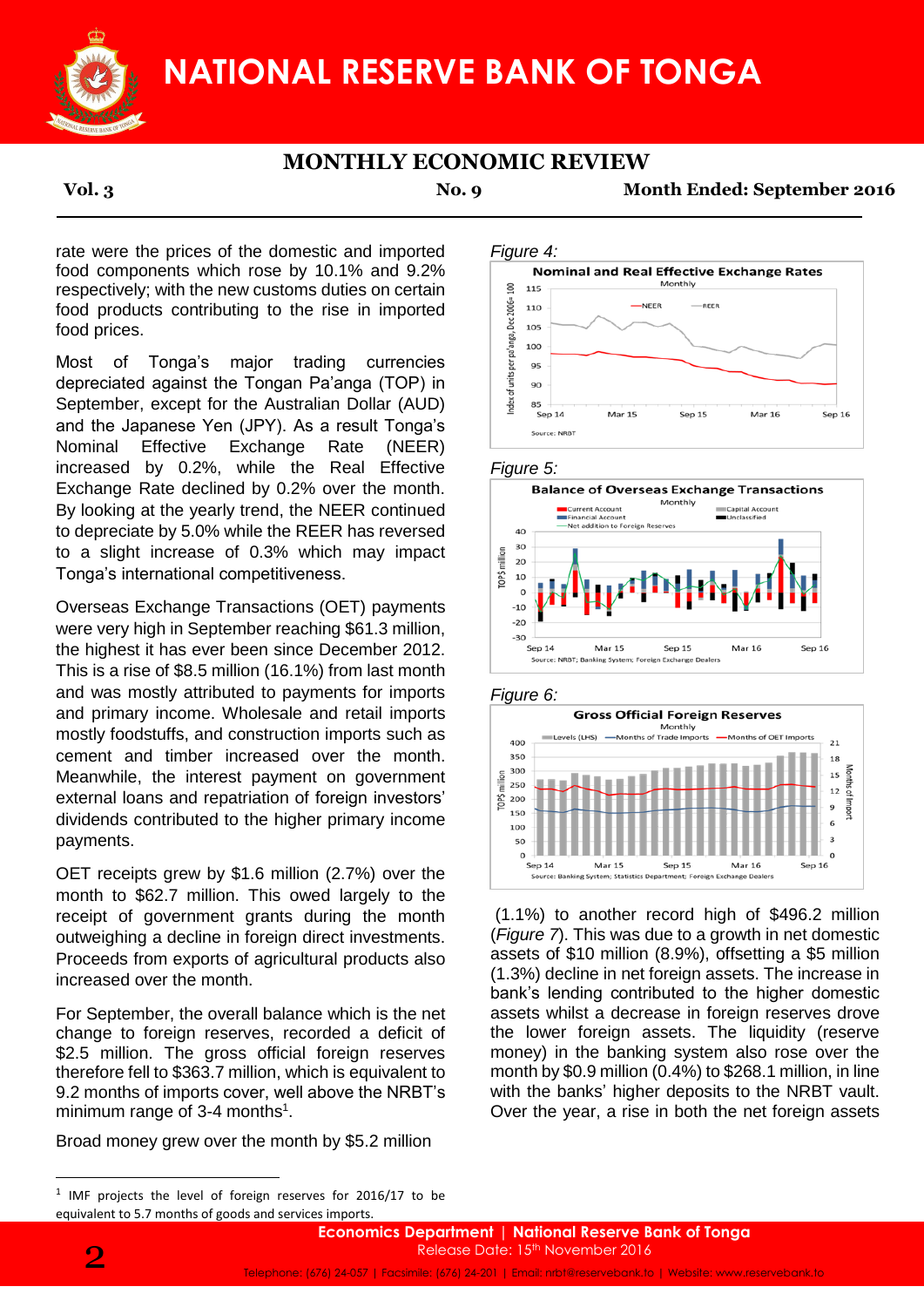rate were the prices of the domestic and imported food components which rose by 10.1% and 9.2% respectively; with the new customs duties on certain food products contributing to the rise in imported food prices.

Most of Tonga's major trading currencies depreciated against the Tongan Pa'anga (TOP) in September, except for the Australian Dollar (AUD) and the Japanese Yen (JPY). As a result Tonga's Nominal Effective Exchange Rate (NEER) increased by 0.2%, while the Real Effective Exchange Rate declined by 0.2% over the month. By looking at the yearly trend, the NEER continued to depreciate by 5.0% while the REER has reversed to a slight increase of 0.3% which may impact Tonga's international competitiveness.

Overseas Exchange Transactions (OET) payments were very high in September reaching $61.3 million, the highest it has ever been since December 2012. This is a rise of $8.5 million (16.1%) from last month and was mostly attributed to payments for imports and primary income. Wholesale and retail imports mostly foodstuffs, and construction imports such as cement and timber increased over the month. Meanwhile, the interest payment on government external loans and repatriation of foreign investors' dividends contributed to the higher primary income payments.

OET receipts grew by $1.6 million (2.7%) over the month to $62.7 million. This owed largely to the receipt of government grants during the month outweighing a decline in foreign direct investments. Proceeds from exports of agricultural products also increased over the month.

For September, the overall balance which is the net change to foreign reserves, recorded a deficit of $2.5 million. The gross official foreign reserves therefore fell to $363.7 million, which is equivalent to 9.2 months of imports cover, well above the NRBT's minimum range of 3-4 months[1].

Broad money grew over the month by $5.2 million (1.1%) to another record high of $496.2 million (*Figure 7*). This was due to a growth in net domestic assets of $10 million (8.9%), offsetting a $5 million (1.3%) decline in net foreign assets. The increase in bank's lending contributed to the higher domestic assets whilst a decrease in foreign reserves drove the lower foreign assets. The liquidity (reserve money) in the banking system also rose over the month by $0.9 million (0.4%) to $268.1 million, in line with the banks' higher deposits to the NRBT vault. Over the year, a rise in both the net foreign assets

*Figure 4:*

**Nominal and Real Effective Exchange Rates**
Monthly
Source: NRBT

*Figure 5:*

**Balance of Overseas Exchange Transactions**
Monthly
Source: NRBT; Banking System; Foreign Exchange Dealers

*Figure 6:*

**Gross Official Foreign Reserves**
Monthly
Source: Banking System; Statistics Department; Foreign Exchange Dealers

---

[1] IMF projects the level of foreign reserves for 2016/17 to be equivalent to 5.7 months of goods and services imports.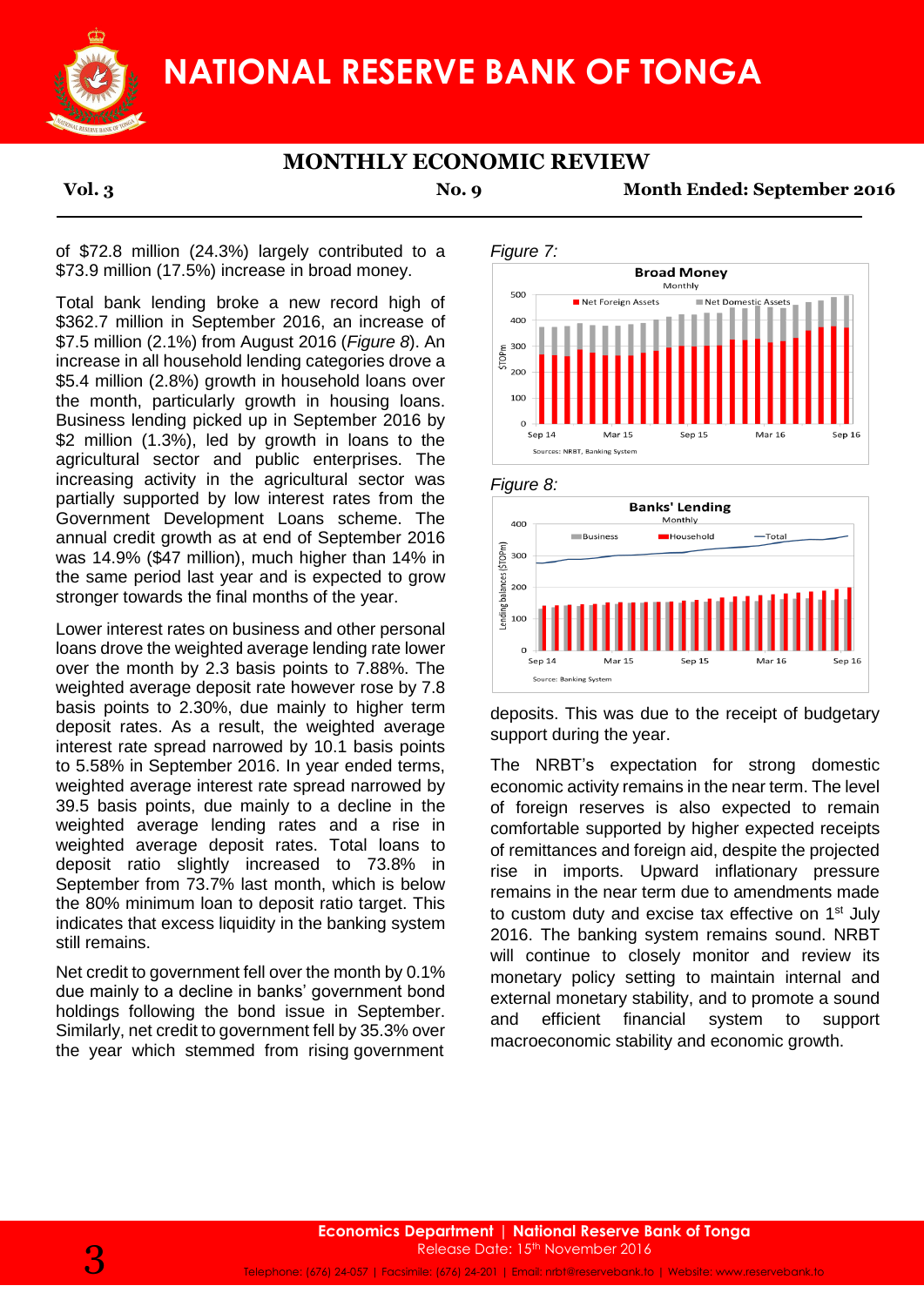# NATIONAL RESERVE BANK OF TONGA

## MONTHLY ECONOMIC REVIEW

**Vol. 3** **No. 9** **Month Ended: September 2016**

of $72.8 million (24.3%) largely contributed to a $73.9 million (17.5%) increase in broad money.

Total bank lending broke a new record high of $362.7 million in September 2016, an increase of $7.5 million (2.1%) from August 2016 (*Figure 8*). An increase in all household lending categories drove a $5.4 million (2.8%) growth in household loans over the month, particularly growth in housing loans. Business lending picked up in September 2016 by $2 million (1.3%), led by growth in loans to the agricultural sector and public enterprises. The increasing activity in the agricultural sector was partially supported by low interest rates from the Government Development Loans scheme. The annual credit growth as at end of September 2016 was 14.9% ($47 million), much higher than 14% in the same period last year and is expected to grow stronger towards the final months of the year.

Lower interest rates on business and other personal loans drove the weighted average lending rate lower over the month by 2.3 basis points to 7.88%. The weighted average deposit rate however rose by 7.8 basis points to 2.30%, due mainly to higher term deposit rates. As a result, the weighted average interest rate spread narrowed by 10.1 basis points to 5.58% in September 2016. In year ended terms, weighted average interest rate spread narrowed by 39.5 basis points, due mainly to a decline in the weighted average lending rates and a rise in weighted average deposit rates. Total loans to deposit ratio slightly increased to 73.8% in September from 73.7% last month, which is below the 80% minimum loan to deposit ratio target. This indicates that excess liquidity in the banking system still remains.

Net credit to government fell over the month by 0.1% due mainly to a decline in banks' government bond holdings following the bond issue in September. Similarly, net credit to government fell by 35.3% over the year which stemmed from rising government deposits. This was due to the receipt of budgetary support during the year.

*Figure 7:*

Broad Money
Monthly
Net Foreign Assets
Net Domestic Assets
$TOPm
500
400
300
200
100
0
Sep 14
Mar 15
Sep 15
Mar 16
Sep 16
Sources: NRBT, Banking System

*Figure 8:*

Banks' Lending
Monthly
Business
Household
Total
Lending balances ($TOPm)
400
300
200
100
0
Sep 14
Mar 15
Sep 15
Mar 16
Sep 16
Source: Banking System

The NRBT's expectation for strong domestic economic activity remains in the near term. The level of foreign reserves is also expected to remain comfortable supported by higher expected receipts of remittances and foreign aid, despite the projected rise in imports. Upward inflationary pressure remains in the near term due to amendments made to custom duty and excise tax effective on 1st July 2016. The banking system remains sound. NRBT will continue to closely monitor and review its monetary policy setting to maintain internal and external monetary stability, and to promote a sound and efficient financial system to support macroeconomic stability and economic growth.

**Economics Department | National Reserve Bank of Tonga**
Release Date: 15th November 2016

Telephone: (676) 24-057 | Facsimile: (676) 24-201 | Email: nrbt@reservebank.to | Website: www.reservebank.to